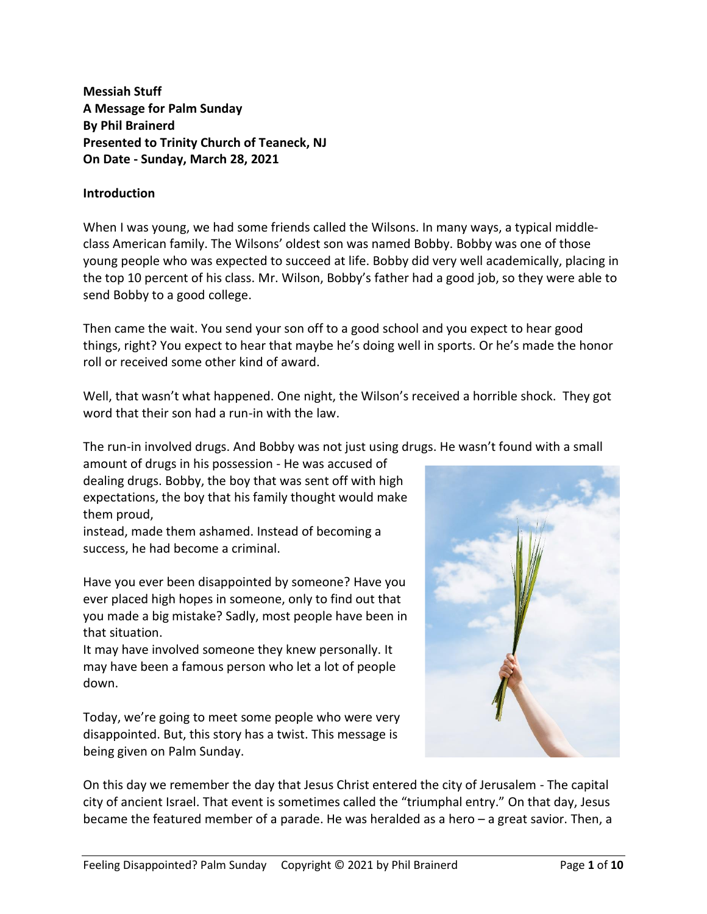**Messiah Stuff**
**A Message for Palm Sunday**
**By Phil Brainerd**
**Presented to Trinity Church of Teaneck, NJ**
**On Date - Sunday, March 28, 2021**

**Introduction**

When I was young, we had some friends called the Wilsons. In many ways, a typical middle-class American family. The Wilsons' oldest son was named Bobby. Bobby was one of those young people who was expected to succeed at life. Bobby did very well academically, placing in the top 10 percent of his class. Mr. Wilson, Bobby's father had a good job, so they were able to send Bobby to a good college.

Then came the wait. You send your son off to a good school and you expect to hear good things, right? You expect to hear that maybe he's doing well in sports. Or he's made the honor roll or received some other kind of award.

Well, that wasn't what happened. One night, the Wilson's received a horrible shock. They got word that their son had a run-in with the law.

The run-in involved drugs. And Bobby was not just using drugs. He wasn't found with a small amount of drugs in his possession - He was accused of dealing drugs. Bobby, the boy that was sent off with high expectations, the boy that his family thought would make them proud,
instead, made them ashamed. Instead of becoming a success, he had become a criminal.

Have you ever been disappointed by someone? Have you ever placed high hopes in someone, only to find out that you made a big mistake? Sadly, most people have been in that situation.
It may have involved someone they knew personally. It may have been a famous person who let a lot of people down.

Today, we're going to meet some people who were very disappointed. But, this story has a twist. This message is being given on Palm Sunday.

On this day we remember the day that Jesus Christ entered the city of Jerusalem - The capital city of ancient Israel. That event is sometimes called the "triumphal entry." On that day, Jesus became the featured member of a parade. He was heralded as a hero – a great savior. Then, a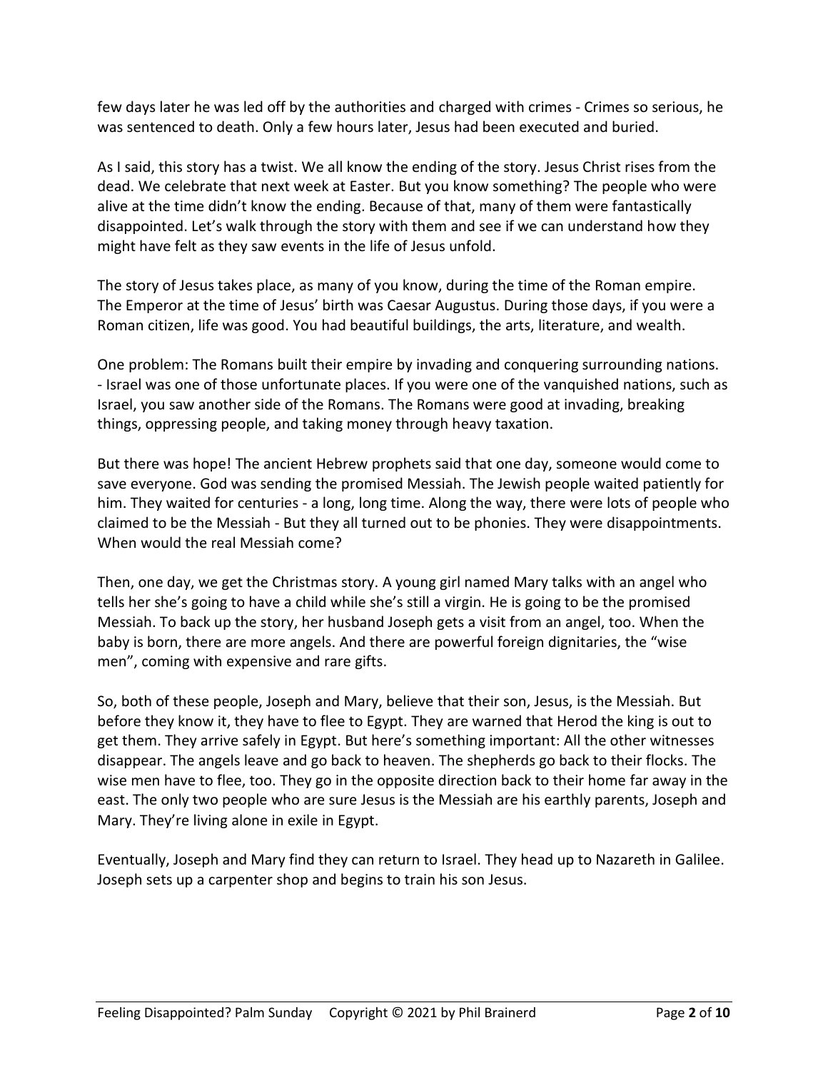few days later he was led off by the authorities and charged with crimes - Crimes so serious, he was sentenced to death. Only a few hours later, Jesus had been executed and buried.

As I said, this story has a twist. We all know the ending of the story. Jesus Christ rises from the dead. We celebrate that next week at Easter. But you know something? The people who were alive at the time didn't know the ending. Because of that, many of them were fantastically disappointed. Let's walk through the story with them and see if we can understand how they might have felt as they saw events in the life of Jesus unfold.

The story of Jesus takes place, as many of you know, during the time of the Roman empire. The Emperor at the time of Jesus' birth was Caesar Augustus. During those days, if you were a Roman citizen, life was good. You had beautiful buildings, the arts, literature, and wealth.

One problem: The Romans built their empire by invading and conquering surrounding nations. - Israel was one of those unfortunate places. If you were one of the vanquished nations, such as Israel, you saw another side of the Romans. The Romans were good at invading, breaking things, oppressing people, and taking money through heavy taxation.

But there was hope! The ancient Hebrew prophets said that one day, someone would come to save everyone. God was sending the promised Messiah. The Jewish people waited patiently for him. They waited for centuries - a long, long time. Along the way, there were lots of people who claimed to be the Messiah - But they all turned out to be phonies. They were disappointments. When would the real Messiah come?

Then, one day, we get the Christmas story. A young girl named Mary talks with an angel who tells her she's going to have a child while she's still a virgin. He is going to be the promised Messiah. To back up the story, her husband Joseph gets a visit from an angel, too. When the baby is born, there are more angels. And there are powerful foreign dignitaries, the "wise men", coming with expensive and rare gifts.

So, both of these people, Joseph and Mary, believe that their son, Jesus, is the Messiah. But before they know it, they have to flee to Egypt. They are warned that Herod the king is out to get them. They arrive safely in Egypt. But here's something important: All the other witnesses disappear. The angels leave and go back to heaven. The shepherds go back to their flocks. The wise men have to flee, too. They go in the opposite direction back to their home far away in the east. The only two people who are sure Jesus is the Messiah are his earthly parents, Joseph and Mary. They're living alone in exile in Egypt.

Eventually, Joseph and Mary find they can return to Israel. They head up to Nazareth in Galilee. Joseph sets up a carpenter shop and begins to train his son Jesus.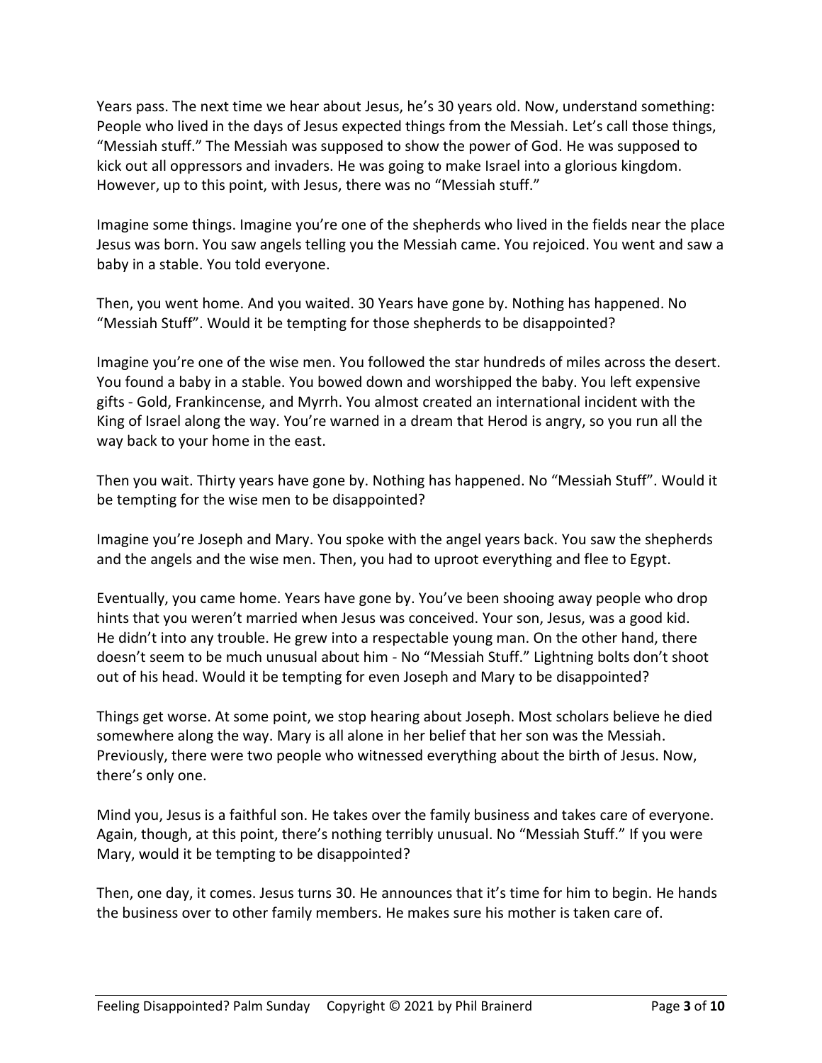Years pass. The next time we hear about Jesus, he's 30 years old. Now, understand something: People who lived in the days of Jesus expected things from the Messiah. Let's call those things, "Messiah stuff." The Messiah was supposed to show the power of God. He was supposed to kick out all oppressors and invaders. He was going to make Israel into a glorious kingdom. However, up to this point, with Jesus, there was no "Messiah stuff."

Imagine some things. Imagine you're one of the shepherds who lived in the fields near the place Jesus was born. You saw angels telling you the Messiah came. You rejoiced. You went and saw a baby in a stable. You told everyone.

Then, you went home. And you waited. 30 Years have gone by. Nothing has happened. No "Messiah Stuff". Would it be tempting for those shepherds to be disappointed?

Imagine you're one of the wise men. You followed the star hundreds of miles across the desert. You found a baby in a stable. You bowed down and worshipped the baby. You left expensive gifts - Gold, Frankincense, and Myrrh. You almost created an international incident with the King of Israel along the way. You're warned in a dream that Herod is angry, so you run all the way back to your home in the east.

Then you wait. Thirty years have gone by. Nothing has happened. No "Messiah Stuff". Would it be tempting for the wise men to be disappointed?

Imagine you're Joseph and Mary. You spoke with the angel years back. You saw the shepherds and the angels and the wise men. Then, you had to uproot everything and flee to Egypt.

Eventually, you came home. Years have gone by. You've been shooing away people who drop hints that you weren't married when Jesus was conceived. Your son, Jesus, was a good kid. He didn't into any trouble. He grew into a respectable young man. On the other hand, there doesn't seem to be much unusual about him - No "Messiah Stuff." Lightning bolts don't shoot out of his head. Would it be tempting for even Joseph and Mary to be disappointed?

Things get worse. At some point, we stop hearing about Joseph. Most scholars believe he died somewhere along the way. Mary is all alone in her belief that her son was the Messiah. Previously, there were two people who witnessed everything about the birth of Jesus. Now, there's only one.

Mind you, Jesus is a faithful son. He takes over the family business and takes care of everyone. Again, though, at this point, there's nothing terribly unusual. No "Messiah Stuff." If you were Mary, would it be tempting to be disappointed?

Then, one day, it comes. Jesus turns 30. He announces that it's time for him to begin. He hands the business over to other family members. He makes sure his mother is taken care of.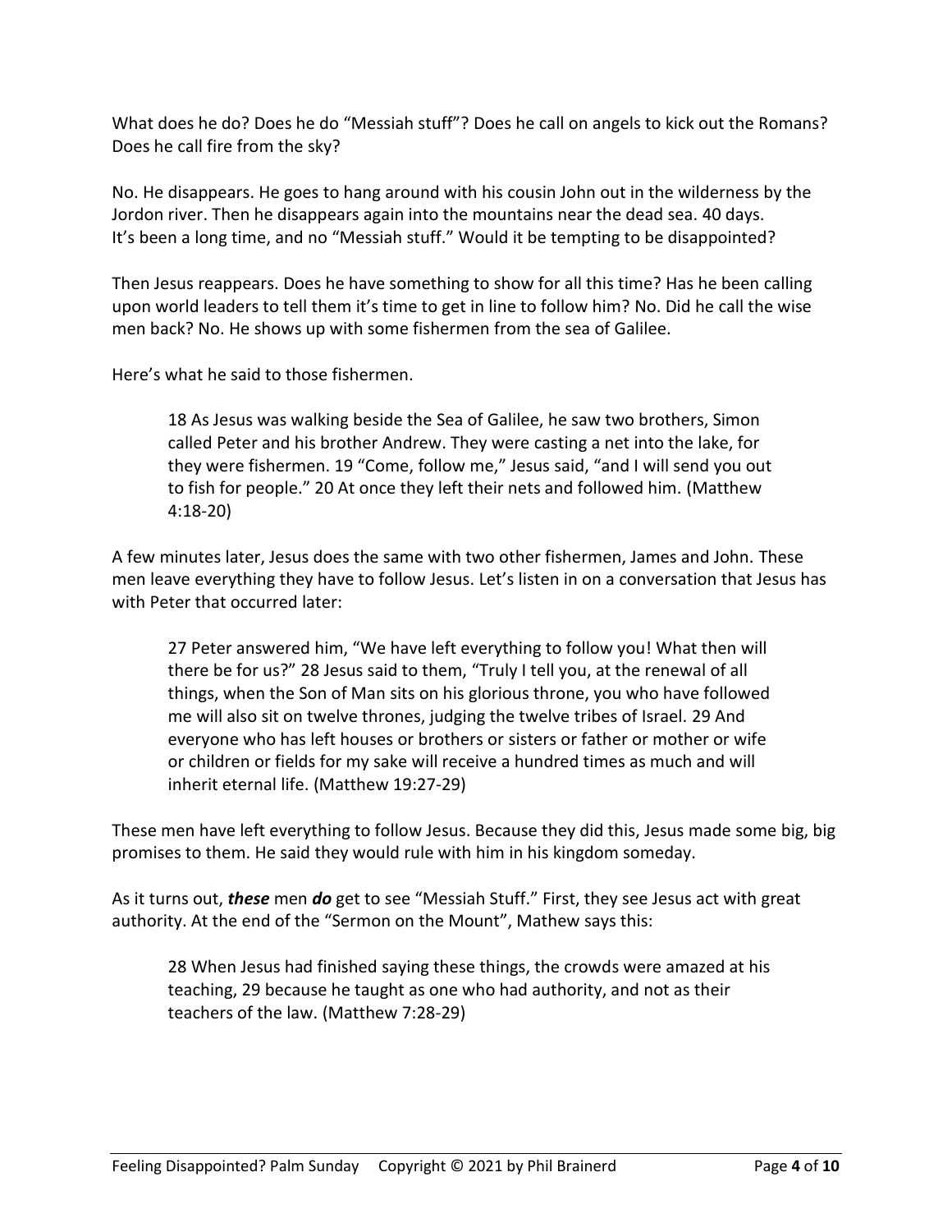What does he do? Does he do "Messiah stuff"? Does he call on angels to kick out the Romans? Does he call fire from the sky?

No. He disappears. He goes to hang around with his cousin John out in the wilderness by the Jordon river. Then he disappears again into the mountains near the dead sea. 40 days. It's been a long time, and no "Messiah stuff." Would it be tempting to be disappointed?

Then Jesus reappears. Does he have something to show for all this time? Has he been calling upon world leaders to tell them it's time to get in line to follow him? No. Did he call the wise men back? No. He shows up with some fishermen from the sea of Galilee.

Here's what he said to those fishermen.

> 18 As Jesus was walking beside the Sea of Galilee, he saw two brothers, Simon called Peter and his brother Andrew. They were casting a net into the lake, for they were fishermen. 19 "Come, follow me," Jesus said, "and I will send you out to fish for people." 20 At once they left their nets and followed him. (Matthew 4:18-20)

A few minutes later, Jesus does the same with two other fishermen, James and John. These men leave everything they have to follow Jesus. Let's listen in on a conversation that Jesus has with Peter that occurred later:

> 27 Peter answered him, "We have left everything to follow you! What then will there be for us?" 28 Jesus said to them, "Truly I tell you, at the renewal of all things, when the Son of Man sits on his glorious throne, you who have followed me will also sit on twelve thrones, judging the twelve tribes of Israel. 29 And everyone who has left houses or brothers or sisters or father or mother or wife or children or fields for my sake will receive a hundred times as much and will inherit eternal life. (Matthew 19:27-29)

These men have left everything to follow Jesus. Because they did this, Jesus made some big, big promises to them. He said they would rule with him in his kingdom someday.

As it turns out, ***these*** men ***do*** get to see "Messiah Stuff." First, they see Jesus act with great authority. At the end of the "Sermon on the Mount", Mathew says this:

> 28 When Jesus had finished saying these things, the crowds were amazed at his teaching, 29 because he taught as one who had authority, and not as their teachers of the law. (Matthew 7:28-29)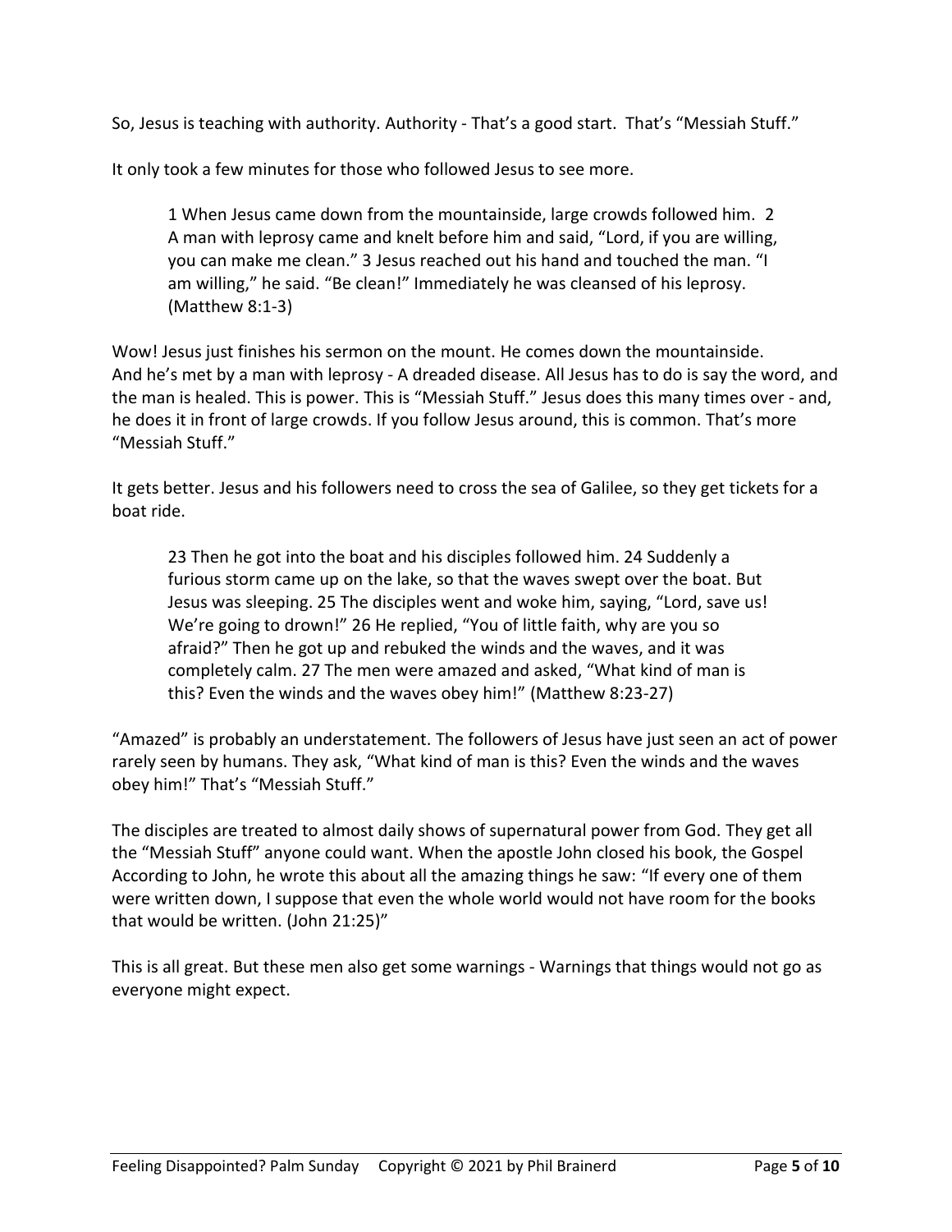So, Jesus is teaching with authority. Authority - That's a good start. That's "Messiah Stuff."

It only took a few minutes for those who followed Jesus to see more.

> 1 When Jesus came down from the mountainside, large crowds followed him. 2 A man with leprosy came and knelt before him and said, "Lord, if you are willing, you can make me clean." 3 Jesus reached out his hand and touched the man. "I am willing," he said. "Be clean!" Immediately he was cleansed of his leprosy. (Matthew 8:1-3)

Wow! Jesus just finishes his sermon on the mount. He comes down the mountainside. And he's met by a man with leprosy - A dreaded disease. All Jesus has to do is say the word, and the man is healed. This is power. This is "Messiah Stuff." Jesus does this many times over - and, he does it in front of large crowds. If you follow Jesus around, this is common. That's more "Messiah Stuff."

It gets better. Jesus and his followers need to cross the sea of Galilee, so they get tickets for a boat ride.

> 23 Then he got into the boat and his disciples followed him. 24 Suddenly a furious storm came up on the lake, so that the waves swept over the boat. But Jesus was sleeping. 25 The disciples went and woke him, saying, "Lord, save us! We're going to drown!" 26 He replied, "You of little faith, why are you so afraid?" Then he got up and rebuked the winds and the waves, and it was completely calm. 27 The men were amazed and asked, "What kind of man is this? Even the winds and the waves obey him!" (Matthew 8:23-27)

"Amazed" is probably an understatement. The followers of Jesus have just seen an act of power rarely seen by humans. They ask, "What kind of man is this? Even the winds and the waves obey him!" That's "Messiah Stuff."

The disciples are treated to almost daily shows of supernatural power from God. They get all the "Messiah Stuff" anyone could want. When the apostle John closed his book, the Gospel According to John, he wrote this about all the amazing things he saw: "If every one of them were written down, I suppose that even the whole world would not have room for the books that would be written. (John 21:25)"

This is all great. But these men also get some warnings - Warnings that things would not go as everyone might expect.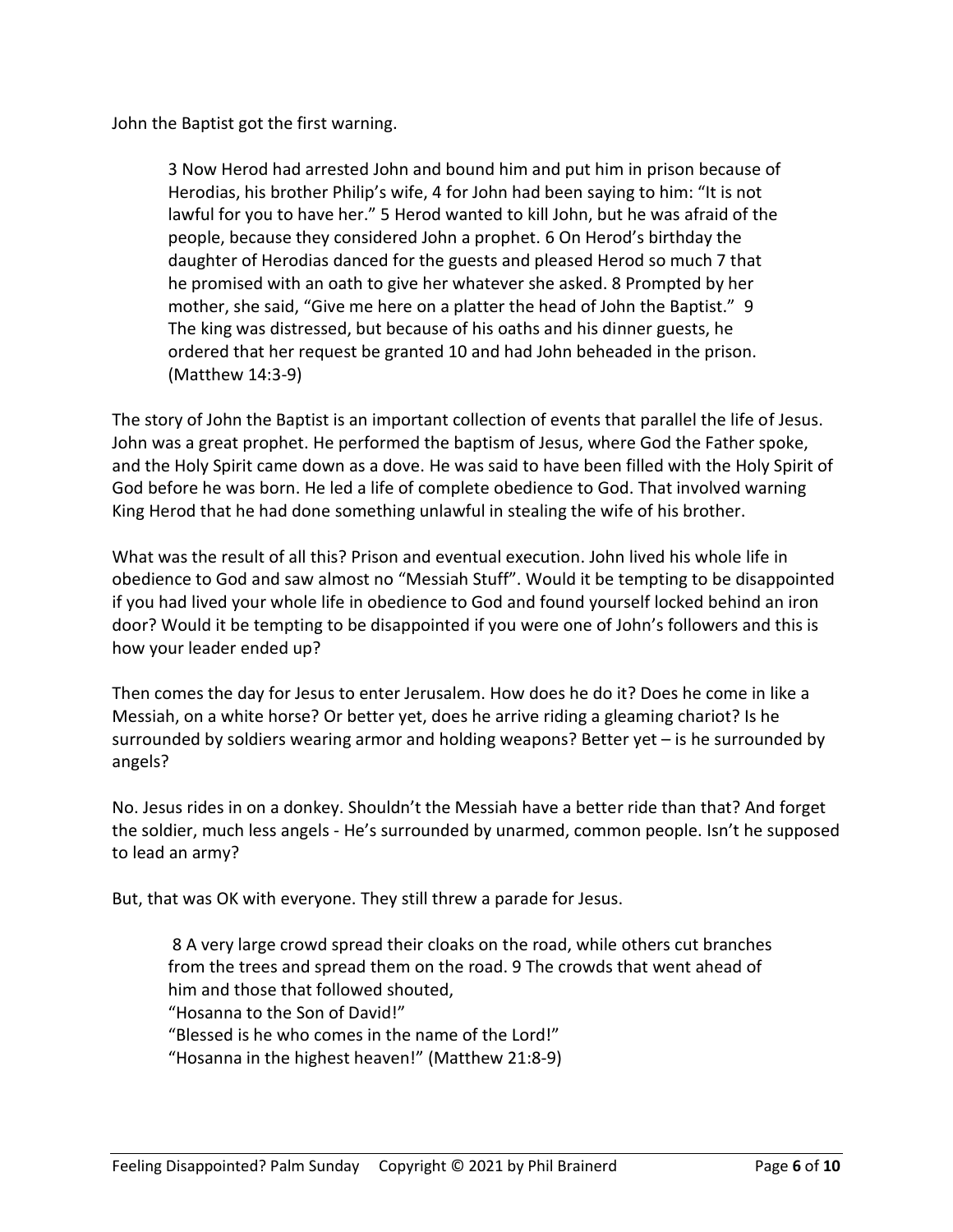John the Baptist got the first warning.

> 3 Now Herod had arrested John and bound him and put him in prison because of Herodias, his brother Philip's wife, 4 for John had been saying to him: "It is not lawful for you to have her." 5 Herod wanted to kill John, but he was afraid of the people, because they considered John a prophet. 6 On Herod's birthday the daughter of Herodias danced for the guests and pleased Herod so much 7 that he promised with an oath to give her whatever she asked. 8 Prompted by her mother, she said, "Give me here on a platter the head of John the Baptist." 9 The king was distressed, but because of his oaths and his dinner guests, he ordered that her request be granted 10 and had John beheaded in the prison. (Matthew 14:3-9)

The story of John the Baptist is an important collection of events that parallel the life of Jesus. John was a great prophet. He performed the baptism of Jesus, where God the Father spoke, and the Holy Spirit came down as a dove. He was said to have been filled with the Holy Spirit of God before he was born. He led a life of complete obedience to God. That involved warning King Herod that he had done something unlawful in stealing the wife of his brother.

What was the result of all this? Prison and eventual execution. John lived his whole life in obedience to God and saw almost no "Messiah Stuff". Would it be tempting to be disappointed if you had lived your whole life in obedience to God and found yourself locked behind an iron door? Would it be tempting to be disappointed if you were one of John's followers and this is how your leader ended up?

Then comes the day for Jesus to enter Jerusalem. How does he do it? Does he come in like a Messiah, on a white horse? Or better yet, does he arrive riding a gleaming chariot? Is he surrounded by soldiers wearing armor and holding weapons? Better yet – is he surrounded by angels?

No. Jesus rides in on a donkey. Shouldn't the Messiah have a better ride than that? And forget the soldier, much less angels - He's surrounded by unarmed, common people. Isn't he supposed to lead an army?

But, that was OK with everyone. They still threw a parade for Jesus.

> 8 A very large crowd spread their cloaks on the road, while others cut branches from the trees and spread them on the road. 9 The crowds that went ahead of him and those that followed shouted,
> "Hosanna to the Son of David!"
> "Blessed is he who comes in the name of the Lord!"
> "Hosanna in the highest heaven!" (Matthew 21:8-9)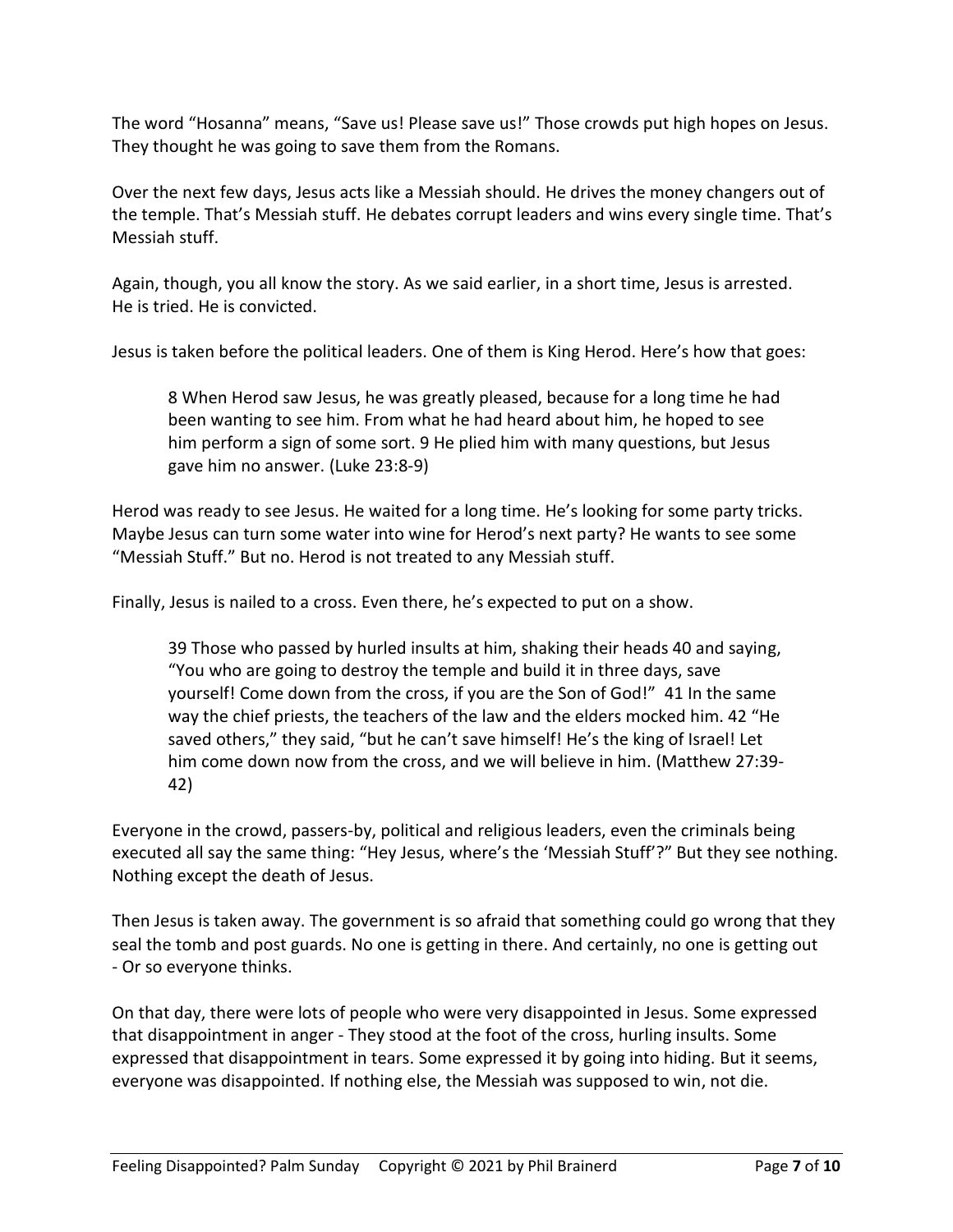The word "Hosanna" means, "Save us! Please save us!" Those crowds put high hopes on Jesus. They thought he was going to save them from the Romans.

Over the next few days, Jesus acts like a Messiah should. He drives the money changers out of the temple. That's Messiah stuff. He debates corrupt leaders and wins every single time. That's Messiah stuff.

Again, though, you all know the story. As we said earlier, in a short time, Jesus is arrested. He is tried. He is convicted.

Jesus is taken before the political leaders. One of them is King Herod. Here's how that goes:

> 8 When Herod saw Jesus, he was greatly pleased, because for a long time he had been wanting to see him. From what he had heard about him, he hoped to see him perform a sign of some sort. 9 He plied him with many questions, but Jesus gave him no answer. (Luke 23:8-9)

Herod was ready to see Jesus. He waited for a long time. He's looking for some party tricks. Maybe Jesus can turn some water into wine for Herod's next party? He wants to see some "Messiah Stuff." But no. Herod is not treated to any Messiah stuff.

Finally, Jesus is nailed to a cross. Even there, he's expected to put on a show.

> 39 Those who passed by hurled insults at him, shaking their heads 40 and saying, "You who are going to destroy the temple and build it in three days, save yourself! Come down from the cross, if you are the Son of God!" 41 In the same way the chief priests, the teachers of the law and the elders mocked him. 42 "He saved others," they said, "but he can't save himself! He's the king of Israel! Let him come down now from the cross, and we will believe in him. (Matthew 27:39-42)

Everyone in the crowd, passers-by, political and religious leaders, even the criminals being executed all say the same thing: "Hey Jesus, where's the 'Messiah Stuff'?" But they see nothing. Nothing except the death of Jesus.

Then Jesus is taken away. The government is so afraid that something could go wrong that they seal the tomb and post guards. No one is getting in there. And certainly, no one is getting out - Or so everyone thinks.

On that day, there were lots of people who were very disappointed in Jesus. Some expressed that disappointment in anger - They stood at the foot of the cross, hurling insults. Some expressed that disappointment in tears. Some expressed it by going into hiding. But it seems, everyone was disappointed. If nothing else, the Messiah was supposed to win, not die.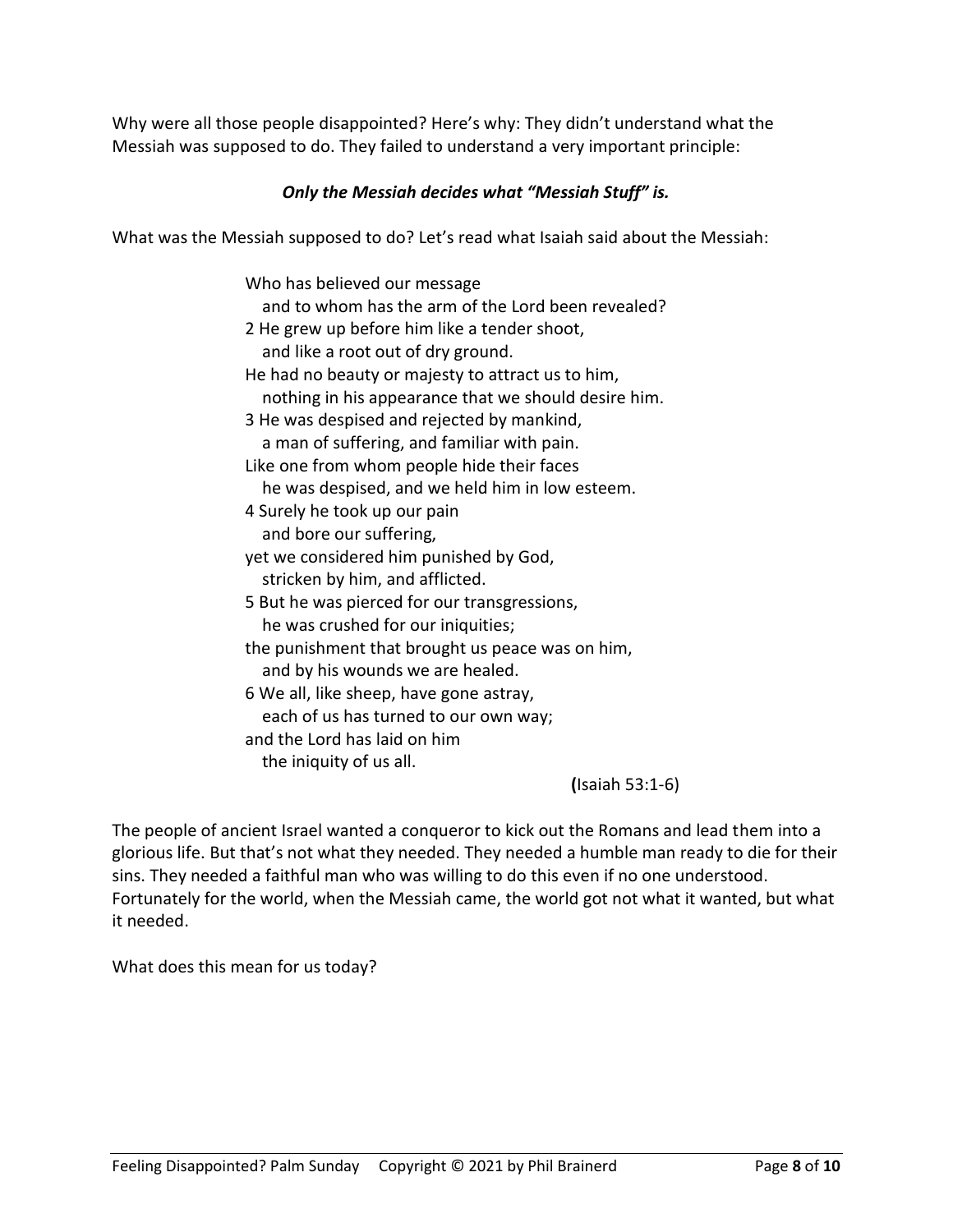Why were all those people disappointed? Here's why: They didn't understand what the Messiah was supposed to do. They failed to understand a very important principle:

***Only the Messiah decides what "Messiah Stuff" is.***

What was the Messiah supposed to do? Let's read what Isaiah said about the Messiah:

> Who has believed our message
>   and to whom has the arm of the Lord been revealed?
> 2 He grew up before him like a tender shoot,
>   and like a root out of dry ground.
> He had no beauty or majesty to attract us to him,
>   nothing in his appearance that we should desire him.
> 3 He was despised and rejected by mankind,
>   a man of suffering, and familiar with pain.
> Like one from whom people hide their faces
>   he was despised, and we held him in low esteem.
> 4 Surely he took up our pain
>   and bore our suffering,
> yet we considered him punished by God,
>   stricken by him, and afflicted.
> 5 But he was pierced for our transgressions,
>   he was crushed for our iniquities;
> the punishment that brought us peace was on him,
>   and by his wounds we are healed.
> 6 We all, like sheep, have gone astray,
>   each of us has turned to our own way;
> and the Lord has laid on him
>   the iniquity of us all.
>
> (Isaiah 53:1-6)

The people of ancient Israel wanted a conqueror to kick out the Romans and lead them into a glorious life. But that's not what they needed. They needed a humble man ready to die for their sins. They needed a faithful man who was willing to do this even if no one understood. Fortunately for the world, when the Messiah came, the world got not what it wanted, but what it needed.

What does this mean for us today?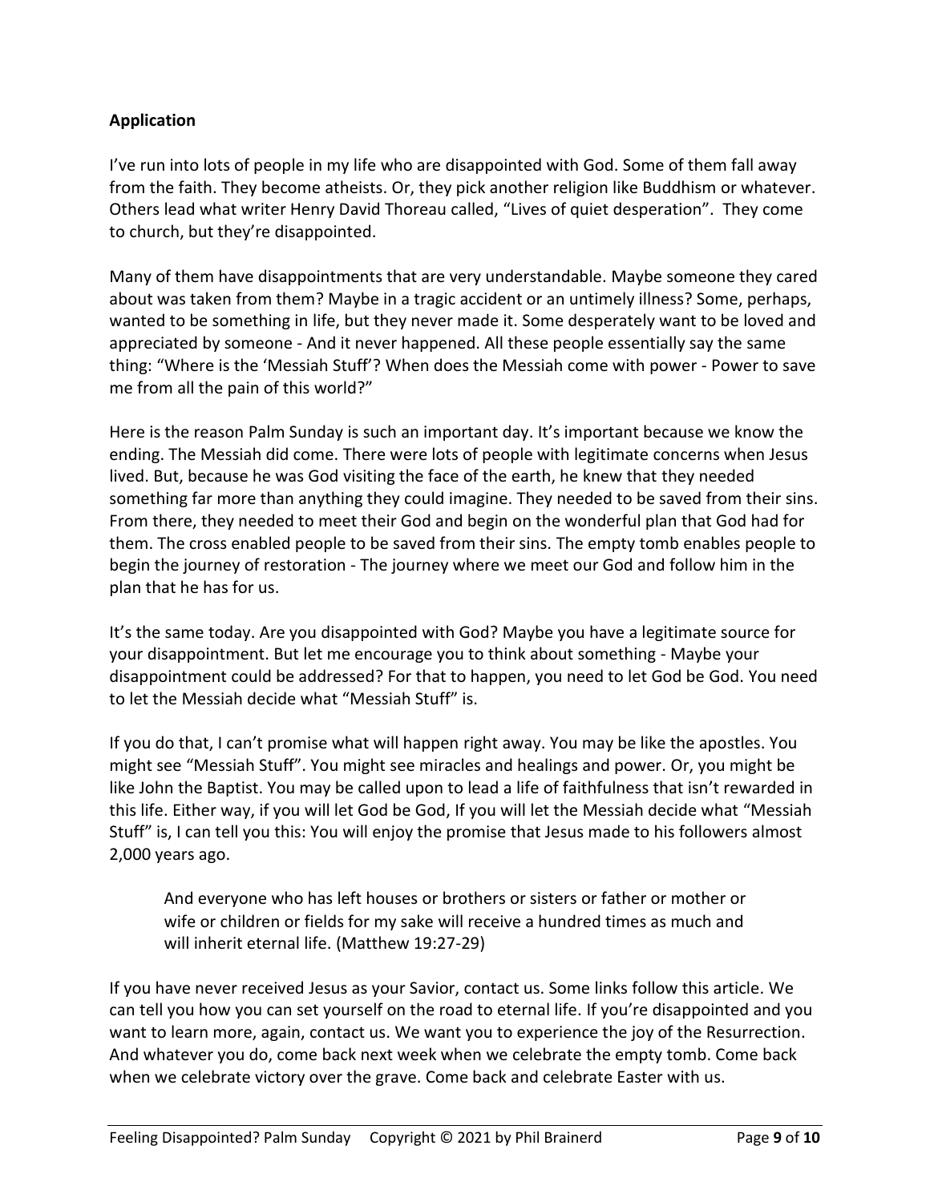**Application**

I've run into lots of people in my life who are disappointed with God. Some of them fall away from the faith. They become atheists. Or, they pick another religion like Buddhism or whatever. Others lead what writer Henry David Thoreau called, "Lives of quiet desperation". They come to church, but they're disappointed.

Many of them have disappointments that are very understandable. Maybe someone they cared about was taken from them? Maybe in a tragic accident or an untimely illness? Some, perhaps, wanted to be something in life, but they never made it. Some desperately want to be loved and appreciated by someone - And it never happened. All these people essentially say the same thing: "Where is the 'Messiah Stuff'? When does the Messiah come with power - Power to save me from all the pain of this world?"

Here is the reason Palm Sunday is such an important day. It's important because we know the ending. The Messiah did come. There were lots of people with legitimate concerns when Jesus lived. But, because he was God visiting the face of the earth, he knew that they needed something far more than anything they could imagine. They needed to be saved from their sins. From there, they needed to meet their God and begin on the wonderful plan that God had for them. The cross enabled people to be saved from their sins. The empty tomb enables people to begin the journey of restoration - The journey where we meet our God and follow him in the plan that he has for us.

It's the same today. Are you disappointed with God? Maybe you have a legitimate source for your disappointment. But let me encourage you to think about something - Maybe your disappointment could be addressed? For that to happen, you need to let God be God. You need to let the Messiah decide what "Messiah Stuff" is.

If you do that, I can't promise what will happen right away. You may be like the apostles. You might see "Messiah Stuff". You might see miracles and healings and power. Or, you might be like John the Baptist. You may be called upon to lead a life of faithfulness that isn't rewarded in this life. Either way, if you will let God be God, If you will let the Messiah decide what "Messiah Stuff" is, I can tell you this: You will enjoy the promise that Jesus made to his followers almost 2,000 years ago.

> And everyone who has left houses or brothers or sisters or father or mother or wife or children or fields for my sake will receive a hundred times as much and will inherit eternal life. (Matthew 19:27-29)

If you have never received Jesus as your Savior, contact us. Some links follow this article. We can tell you how you can set yourself on the road to eternal life. If you're disappointed and you want to learn more, again, contact us. We want you to experience the joy of the Resurrection. And whatever you do, come back next week when we celebrate the empty tomb. Come back when we celebrate victory over the grave. Come back and celebrate Easter with us.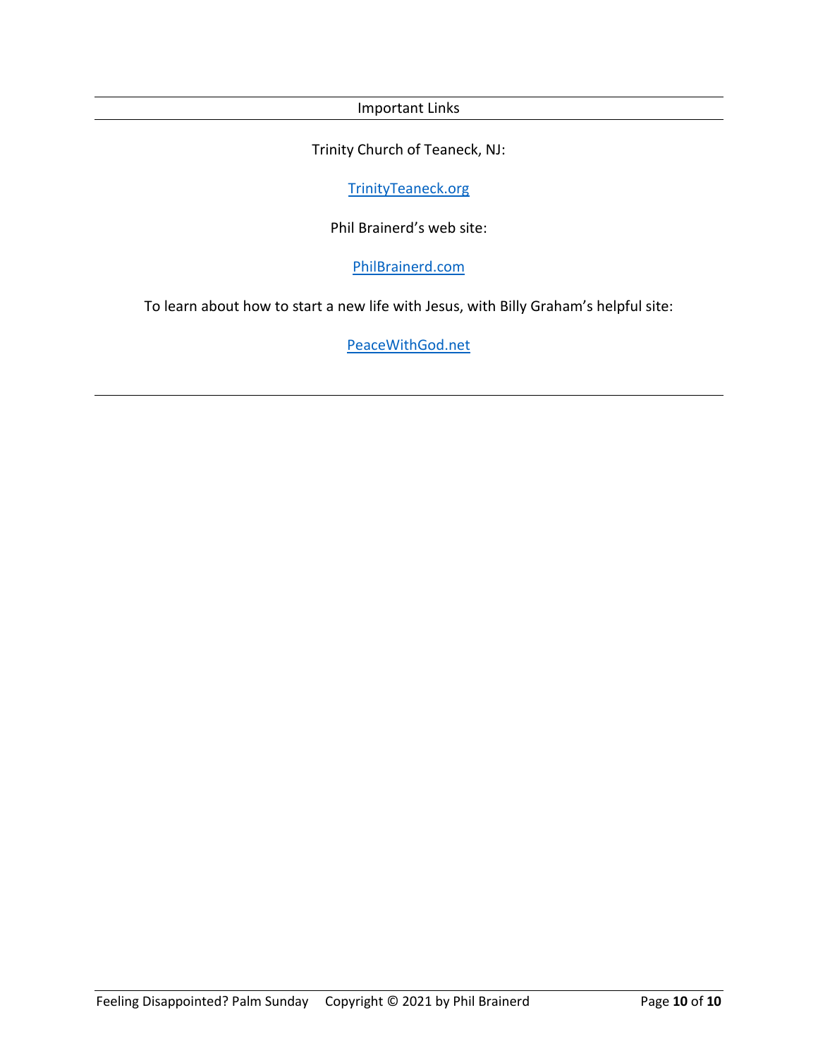## Important Links

Trinity Church of Teaneck, NJ:

TrinityTeaneck.org

Phil Brainerd's web site:

PhilBrainerd.com

To learn about how to start a new life with Jesus, with Billy Graham's helpful site:

PeaceWithGod.net